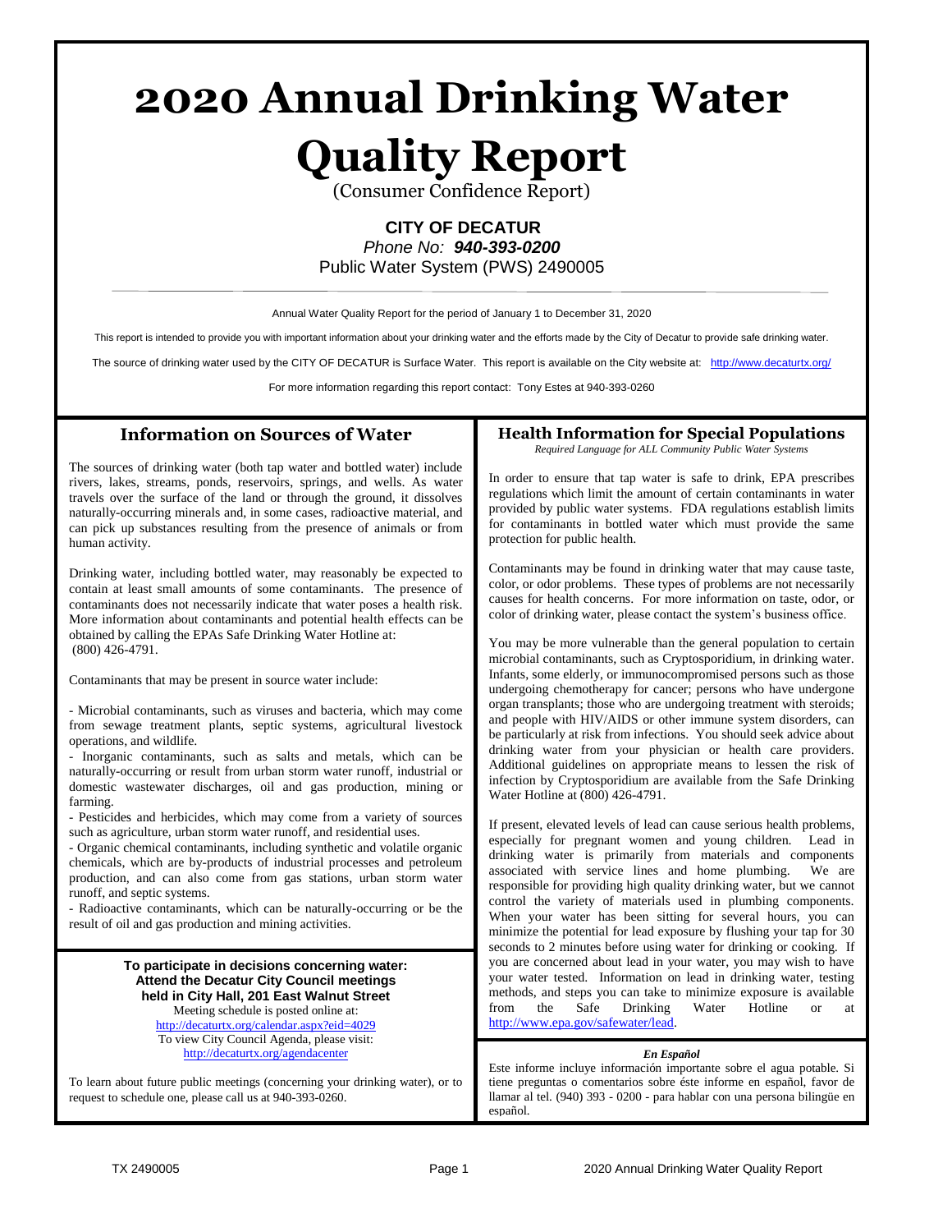# 2020 Annual Drinking Water Quality Report

(Consumer Confidence Report)

**CITY OF DECATUR**

*Phone No: **940-393-0200***

Public Water System (PWS) 2490005

Annual Water Quality Report for the period of January 1 to December 31, 2020

This report is intended to provide you with important information about your drinking water and the efforts made by the City of Decatur to provide safe drinking water.

The source of drinking water used by the CITY OF DECATUR is Surface Water. This report is available on the City website at: http://www.decaturtx.org/

For more information regarding this report contact: Tony Estes at 940-393-0260

## Information on Sources of Water

The sources of drinking water (both tap water and bottled water) include rivers, lakes, streams, ponds, reservoirs, springs, and wells. As water travels over the surface of the land or through the ground, it dissolves naturally-occurring minerals and, in some cases, radioactive material, and can pick up substances resulting from the presence of animals or from human activity.

Drinking water, including bottled water, may reasonably be expected to contain at least small amounts of some contaminants. The presence of contaminants does not necessarily indicate that water poses a health risk. More information about contaminants and potential health effects can be obtained by calling the EPAs Safe Drinking Water Hotline at: (800) 426-4791.

Contaminants that may be present in source water include:

- Microbial contaminants, such as viruses and bacteria, which may come from sewage treatment plants, septic systems, agricultural livestock operations, and wildlife.
- Inorganic contaminants, such as salts and metals, which can be naturally-occurring or result from urban storm water runoff, industrial or domestic wastewater discharges, oil and gas production, mining or farming.
- Pesticides and herbicides, which may come from a variety of sources such as agriculture, urban storm water runoff, and residential uses.
- Organic chemical contaminants, including synthetic and volatile organic chemicals, which are by-products of industrial processes and petroleum production, and can also come from gas stations, urban storm water runoff, and septic systems.
- Radioactive contaminants, which can be naturally-occurring or be the result of oil and gas production and mining activities.

**To participate in decisions concerning water: Attend the Decatur City Council meetings held in City Hall, 201 East Walnut Street**

Meeting schedule is posted online at:
http://decaturtx.org/calendar.aspx?eid=4029
To view City Council Agenda, please visit:
http://decaturtx.org/agendacenter

To learn about future public meetings (concerning your drinking water), or to request to schedule one, please call us at 940-393-0260.

## Health Information for Special Populations

*Required Language for ALL Community Public Water Systems*

In order to ensure that tap water is safe to drink, EPA prescribes regulations which limit the amount of certain contaminants in water provided by public water systems. FDA regulations establish limits for contaminants in bottled water which must provide the same protection for public health.

Contaminants may be found in drinking water that may cause taste, color, or odor problems. These types of problems are not necessarily causes for health concerns. For more information on taste, odor, or color of drinking water, please contact the system's business office.

You may be more vulnerable than the general population to certain microbial contaminants, such as Cryptosporidium, in drinking water. Infants, some elderly, or immunocompromised persons such as those undergoing chemotherapy for cancer; persons who have undergone organ transplants; those who are undergoing treatment with steroids; and people with HIV/AIDS or other immune system disorders, can be particularly at risk from infections. You should seek advice about drinking water from your physician or health care providers. Additional guidelines on appropriate means to lessen the risk of infection by Cryptosporidium are available from the Safe Drinking Water Hotline at (800) 426-4791.

If present, elevated levels of lead can cause serious health problems, especially for pregnant women and young children. Lead in drinking water is primarily from materials and components associated with service lines and home plumbing. We are responsible for providing high quality drinking water, but we cannot control the variety of materials used in plumbing components. When your water has been sitting for several hours, you can minimize the potential for lead exposure by flushing your tap for 30 seconds to 2 minutes before using water for drinking or cooking. If you are concerned about lead in your water, you may wish to have your water tested. Information on lead in drinking water, testing methods, and steps you can take to minimize exposure is available from the Safe Drinking Water Hotline or at http://www.epa.gov/safewater/lead.

***En Español***

Este informe incluye información importante sobre el agua potable. Si tiene preguntas o comentarios sobre éste informe en español, favor de llamar al tel. (940) 393 - 0200 - para hablar con una persona bilingüe en español.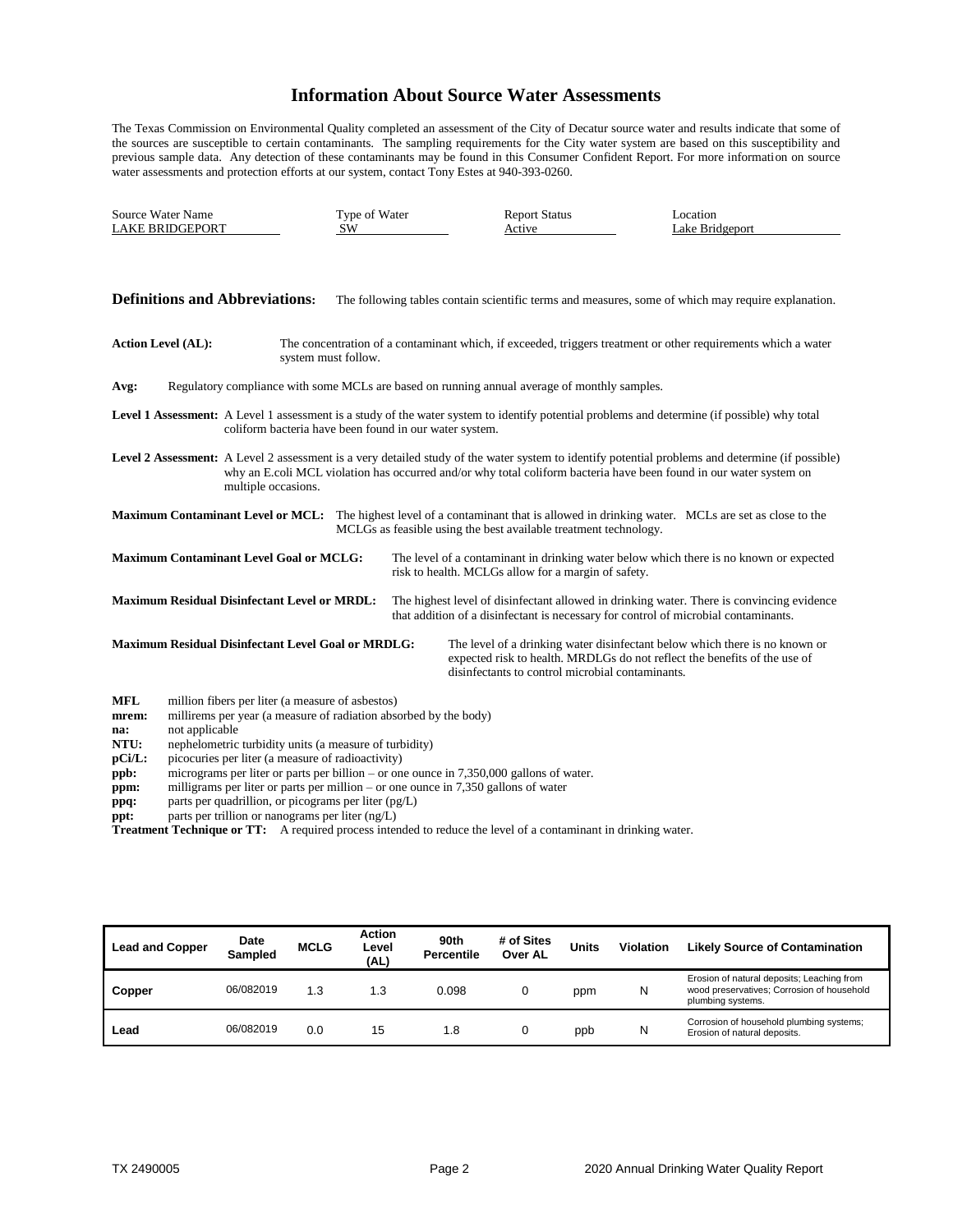# Information About Source Water Assessments

The Texas Commission on Environmental Quality completed an assessment of the City of Decatur source water and results indicate that some of the sources are susceptible to certain contaminants. The sampling requirements for the City water system are based on this susceptibility and previous sample data. Any detection of these contaminants may be found in this Consumer Confident Report. For more information on source water assessments and protection efforts at our system, contact Tony Estes at 940-393-0260.

| Source Water Name | Type of Water | Report Status | Location |
|---|---|---|---|
| LAKE BRIDGEPORT | SW | Active | Lake Bridgeport |

**Definitions and Abbreviations:** The following tables contain scientific terms and measures, some of which may require explanation.

**Action Level (AL):** The concentration of a contaminant which, if exceeded, triggers treatment or other requirements which a water system must follow.

**Avg:** Regulatory compliance with some MCLs are based on running annual average of monthly samples.

**Level 1 Assessment:** A Level 1 assessment is a study of the water system to identify potential problems and determine (if possible) why total coliform bacteria have been found in our water system.

**Level 2 Assessment:** A Level 2 assessment is a very detailed study of the water system to identify potential problems and determine (if possible) why an E.coli MCL violation has occurred and/or why total coliform bacteria have been found in our water system on multiple occasions.

**Maximum Contaminant Level or MCL:** The highest level of a contaminant that is allowed in drinking water. MCLs are set as close to the MCLGs as feasible using the best available treatment technology.

**Maximum Contaminant Level Goal or MCLG:** The level of a contaminant in drinking water below which there is no known or expected risk to health. MCLGs allow for a margin of safety.

**Maximum Residual Disinfectant Level or MRDL:** The highest level of disinfectant allowed in drinking water. There is convincing evidence that addition of a disinfectant is necessary for control of microbial contaminants.

**Maximum Residual Disinfectant Level Goal or MRDLG:** The level of a drinking water disinfectant below which there is no known or expected risk to health. MRDLGs do not reflect the benefits of the use of disinfectants to control microbial contaminants.

**MFL** million fibers per liter (a measure of asbestos)
**mrem:** millirems per year (a measure of radiation absorbed by the body)
**na:** not applicable
**NTU:** nephelometric turbidity units (a measure of turbidity)
**pCi/L:** picocuries per liter (a measure of radioactivity)
**ppb:** micrograms per liter or parts per billion – or one ounce in 7,350,000 gallons of water.
**ppm:** milligrams per liter or parts per million – or one ounce in 7,350 gallons of water
**ppq:** parts per quadrillion, or picograms per liter (pg/L)
**ppt:** parts per trillion or nanograms per liter (ng/L)
**Treatment Technique or TT:** A required process intended to reduce the level of a contaminant in drinking water.

| Lead and Copper | Date Sampled | MCLG | Action Level (AL) | 90th Percentile | # of Sites Over AL | Units | Violation | Likely Source of Contamination |
|---|---|---|---|---|---|---|---|---|
| Copper | 06/082019 | 1.3 | 1.3 | 0.098 | 0 | ppm | N | Erosion of natural deposits; Leaching from wood preservatives; Corrosion of household plumbing systems. |
| Lead | 06/082019 | 0.0 | 15 | 1.8 | 0 | ppb | N | Corrosion of household plumbing systems; Erosion of natural deposits. |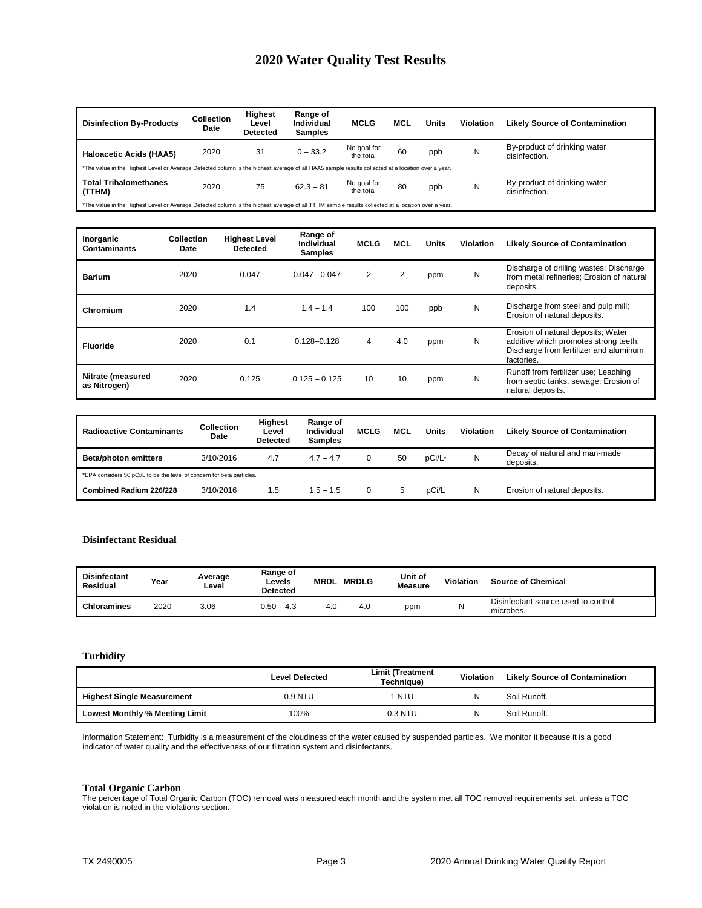# 2020 Water Quality Test Results

| Disinfection By-Products | Collection Date | Highest Level Detected | Range of Individual Samples | MCLG | MCL | Units | Violation | Likely Source of Contamination |
|---|---|---|---|---|---|---|---|---|
| Haloacetic Acids (HAA5) | 2020 | 31 | 0 – 33.2 | No goal for the total | 60 | ppb | N | By-product of drinking water disinfection. |
| *The value in the Highest Level or Average Detected column is the highest average of all HAA5 sample results collected at a location over a year. | | | | | | | | |
| Total Trihalomethanes (TTHM) | 2020 | 75 | 62.3 – 81 | No goal for the total | 80 | ppb | N | By-product of drinking water disinfection. |
| *The value in the Highest Level or Average Detected column is the highest average of all TTHM sample results collected at a location over a year. | | | | | | | | |

| Inorganic Contaminants | Collection Date | Highest Level Detected | Range of Individual Samples | MCLG | MCL | Units | Violation | Likely Source of Contamination |
|---|---|---|---|---|---|---|---|---|
| Barium | 2020 | 0.047 | 0.047 - 0.047 | 2 | 2 | ppm | N | Discharge of drilling wastes; Discharge from metal refineries; Erosion of natural deposits. |
| Chromium | 2020 | 1.4 | 1.4 – 1.4 | 100 | 100 | ppb | N | Discharge from steel and pulp mill; Erosion of natural deposits. |
| Fluoride | 2020 | 0.1 | 0.128–0.128 | 4 | 4.0 | ppm | N | Erosion of natural deposits; Water additive which promotes strong teeth; Discharge from fertilizer and aluminum factories. |
| Nitrate (measured as Nitrogen) | 2020 | 0.125 | 0.125 – 0.125 | 10 | 10 | ppm | N | Runoff from fertilizer use; Leaching from septic tanks, sewage; Erosion of natural deposits. |

| Radioactive Contaminants | Collection Date | Highest Level Detected | Range of Individual Samples | MCLG | MCL | Units | Violation | Likely Source of Contamination |
|---|---|---|---|---|---|---|---|---|
| Beta/photon emitters | 3/10/2016 | 4.7 | 4.7 – 4.7 | 0 | 50 | pCi/L* | N | Decay of natural and man-made deposits. |
| *EPA considers 50 pCi/L to be the level of concern for beta particles. | | | | | | | | |
| Combined Radium 226/228 | 3/10/2016 | 1.5 | 1.5 – 1.5 | 0 | 5 | pCi/L | N | Erosion of natural deposits. |

### Disinfectant Residual

| Disinfectant Residual | Year | Average Level | Range of Levels Detected | MRDL | MRDLG | Unit of Measure | Violation | Source of Chemical |
|---|---|---|---|---|---|---|---|---|
| Chloramines | 2020 | 3.06 | 0.50 – 4.3 | 4.0 | 4.0 | ppm | N | Disinfectant source used to control microbes. |

### Turbidity

| | Level Detected | Limit (Treatment Technique) | Violation | Likely Source of Contamination |
|---|---|---|---|---|
| Highest Single Measurement | 0.9 NTU | 1 NTU | N | Soil Runoff. |
| Lowest Monthly % Meeting Limit | 100% | 0.3 NTU | N | Soil Runoff. |

Information Statement: Turbidity is a measurement of the cloudiness of the water caused by suspended particles. We monitor it because it is a good indicator of water quality and the effectiveness of our filtration system and disinfectants.

### Total Organic Carbon

The percentage of Total Organic Carbon (TOC) removal was measured each month and the system met all TOC removal requirements set, unless a TOC violation is noted in the violations section.